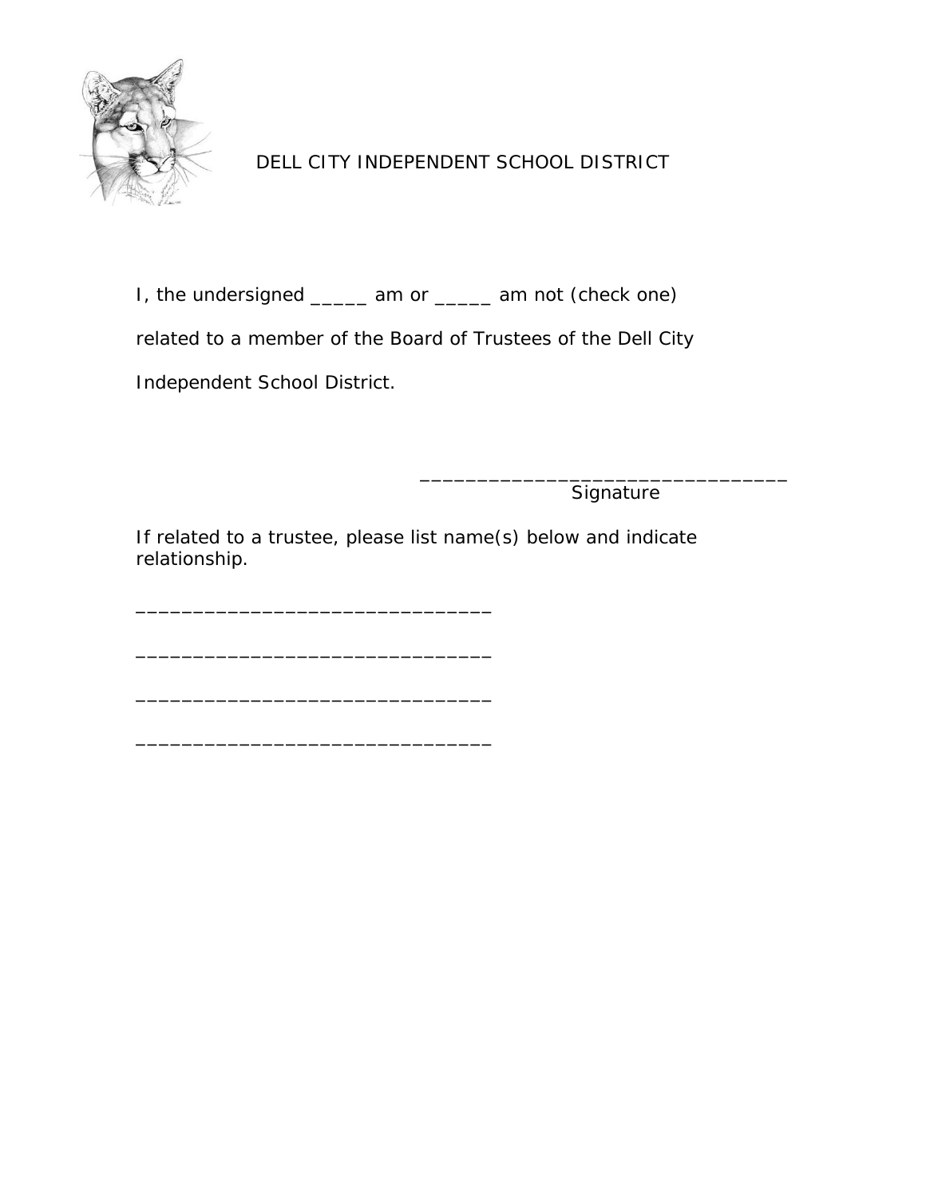DELL CITY INDEPENDENT SCHOOL DISTRICT

I, the undersigned _____ am or _____ am not (check one) related to a member of the Board of Trustees of the Dell City Independent School District.

________________________________
Signature

If related to a trustee, please list name(s) below and indicate relationship.

_______________________________

_______________________________

_______________________________

_______________________________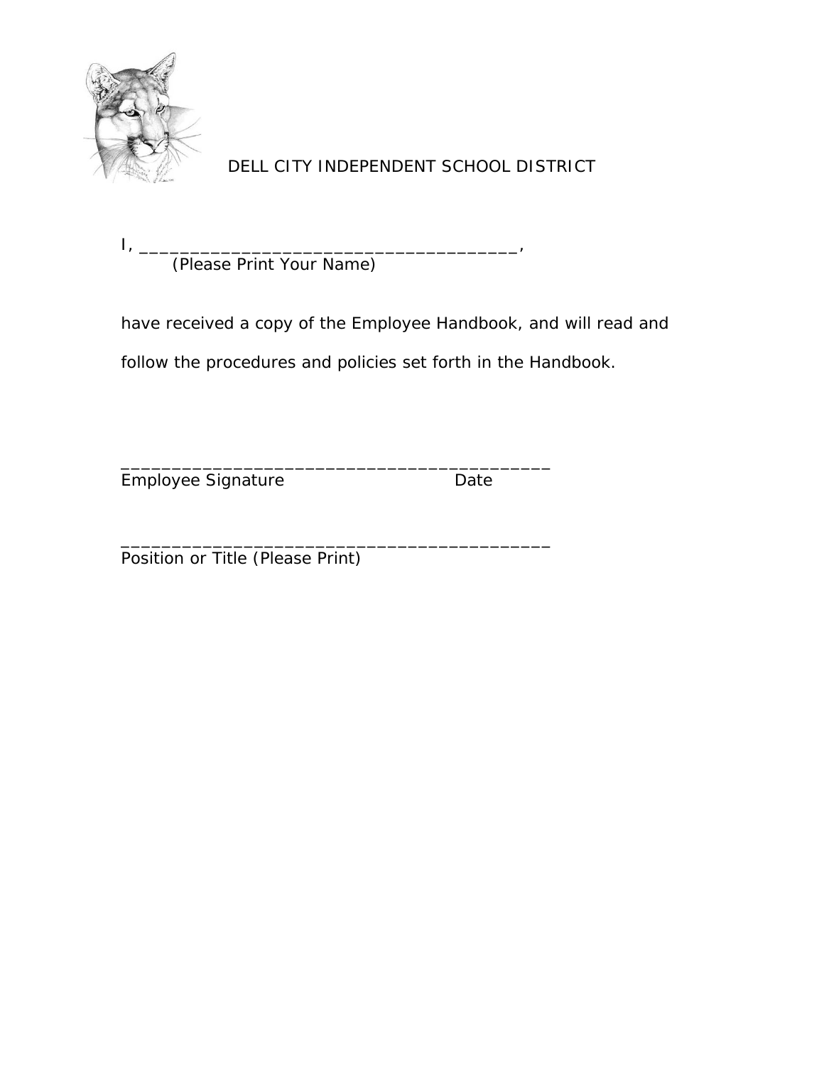DELL CITY INDEPENDENT SCHOOL DISTRICT

I, _______________________________________,
(Please Print Your Name)

have received a copy of the Employee Handbook, and will read and follow the procedures and policies set forth in the Handbook.

____________________________________________
Employee Signature                                  Date

____________________________________________
Position or Title (Please Print)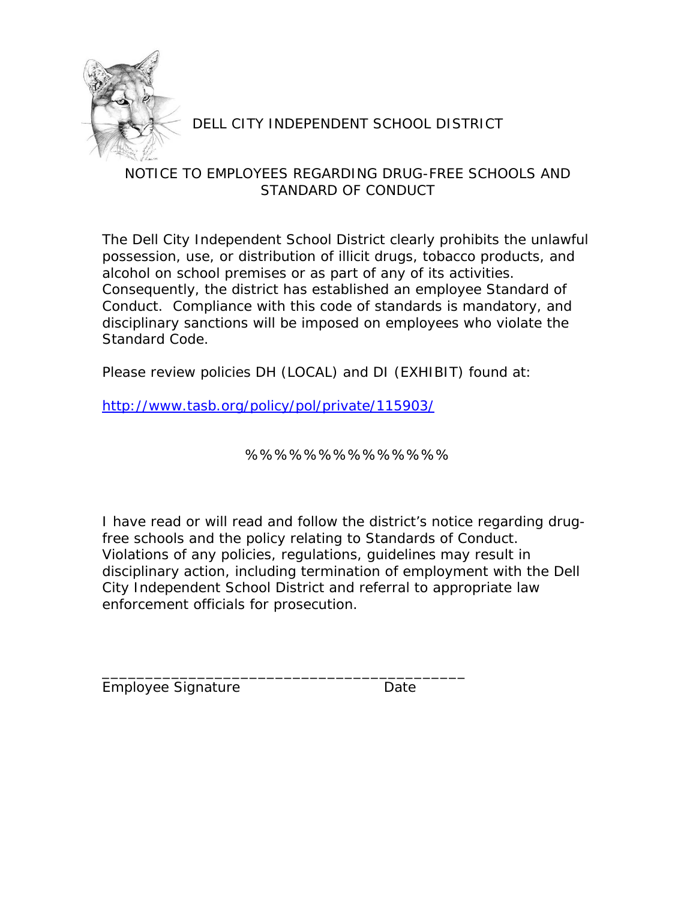DELL CITY INDEPENDENT SCHOOL DISTRICT

NOTICE TO EMPLOYEES REGARDING DRUG-FREE SCHOOLS AND STANDARD OF CONDUCT

The Dell City Independent School District clearly prohibits the unlawful possession, use, or distribution of illicit drugs, tobacco products, and alcohol on school premises or as part of any of its activities. Consequently, the district has established an employee Standard of Conduct. Compliance with this code of standards is mandatory, and disciplinary sanctions will be imposed on employees who violate the Standard Code.

Please review policies DH (LOCAL) and DI (EXHIBIT) found at:

http://www.tasb.org/policy/pol/private/115903/

%%%%%%%%%%%%%

I have read or will read and follow the district's notice regarding drug-free schools and the policy relating to Standards of Conduct. Violations of any policies, regulations, guidelines may result in disciplinary action, including termination of employment with the Dell City Independent School District and referral to appropriate law enforcement officials for prosecution.

_____________________________________________

Employee Signature                                   Date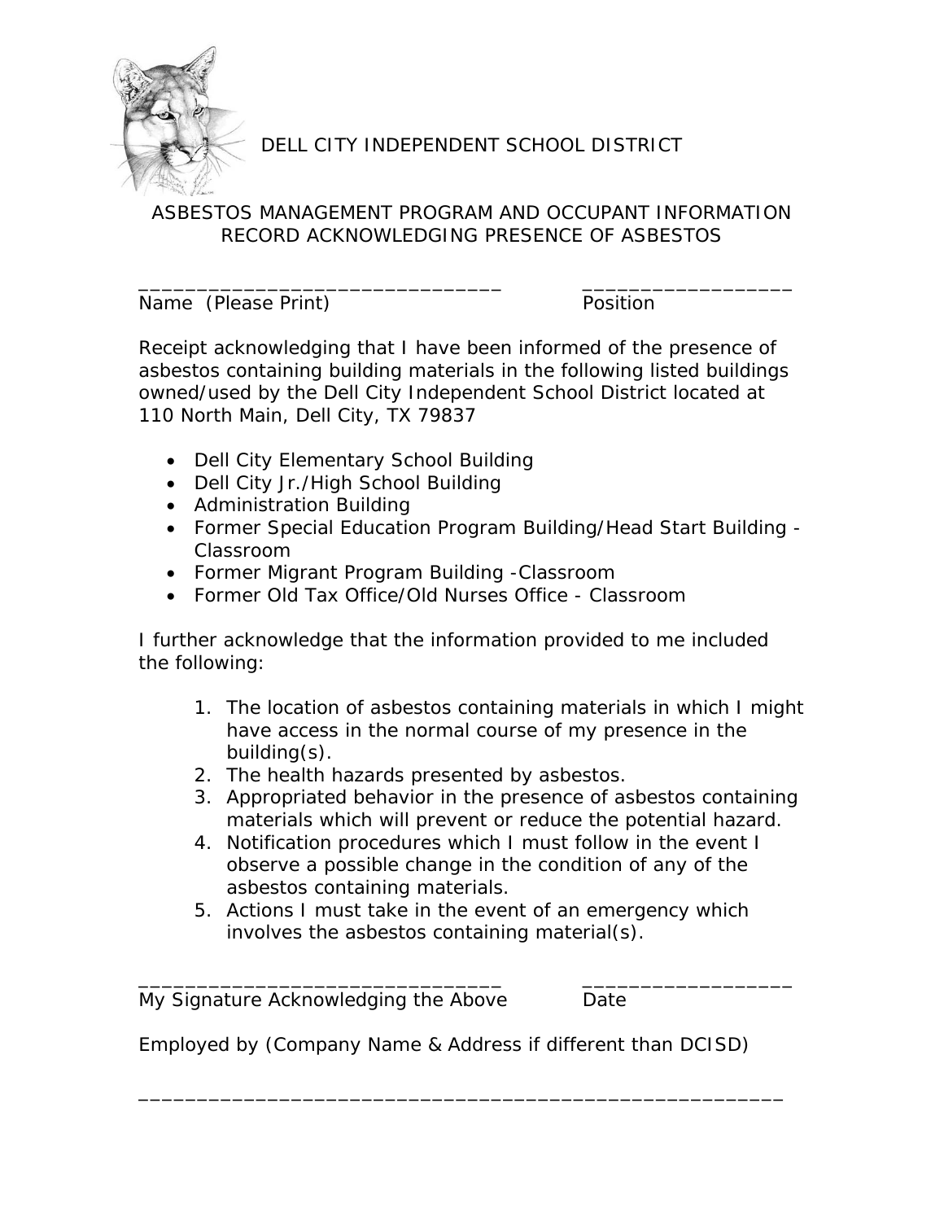DELL CITY INDEPENDENT SCHOOL DISTRICT

ASBESTOS MANAGEMENT PROGRAM AND OCCUPANT INFORMATION RECORD ACKNOWLEDGING PRESENCE OF ASBESTOS

________________________________ __________________
Name (Please Print) Position

Receipt acknowledging that I have been informed of the presence of asbestos containing building materials in the following listed buildings owned/used by the Dell City Independent School District located at 110 North Main, Dell City, TX 79837

- Dell City Elementary School Building
- Dell City Jr./High School Building
- Administration Building
- Former Special Education Program Building/Head Start Building - Classroom
- Former Migrant Program Building -Classroom
- Former Old Tax Office/Old Nurses Office - Classroom

I further acknowledge that the information provided to me included the following:

1. The location of asbestos containing materials in which I might have access in the normal course of my presence in the building(s).
2. The health hazards presented by asbestos.
3. Appropriated behavior in the presence of asbestos containing materials which will prevent or reduce the potential hazard.
4. Notification procedures which I must follow in the event I observe a possible change in the condition of any of the asbestos containing materials.
5. Actions I must take in the event of an emergency which involves the asbestos containing material(s).

________________________________ __________________
My Signature Acknowledging the Above Date

Employed by (Company Name & Address if different than DCISD)

_________________________________________________________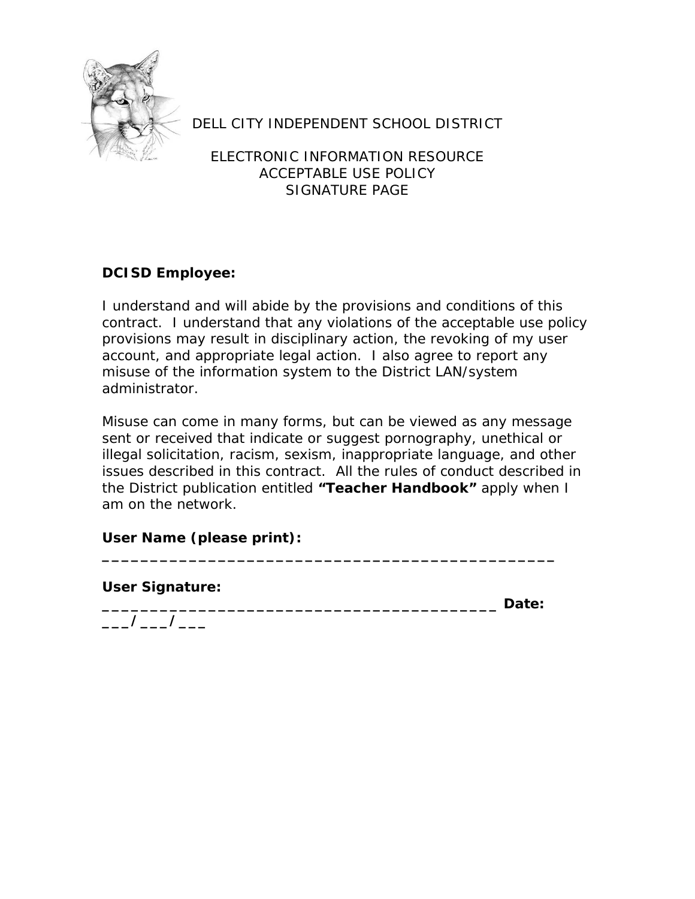DELL CITY INDEPENDENT SCHOOL DISTRICT

ELECTRONIC INFORMATION RESOURCE
ACCEPTABLE USE POLICY
SIGNATURE PAGE

**DCISD Employee:**

I understand and will abide by the provisions and conditions of this contract. I understand that any violations of the acceptable use policy provisions may result in disciplinary action, the revoking of my user account, and appropriate legal action. I also agree to report any misuse of the information system to the District LAN/system administrator.

Misuse can come in many forms, but can be viewed as any message sent or received that indicate or suggest pornography, unethical or illegal solicitation, racism, sexism, inappropriate language, and other issues described in this contract. All the rules of conduct described in the District publication entitled **"Teacher Handbook"** apply when I am on the network.

**User Name (please print):** _______________________________________________

**User Signature:** __________________________________________ **Date:** ___/___/___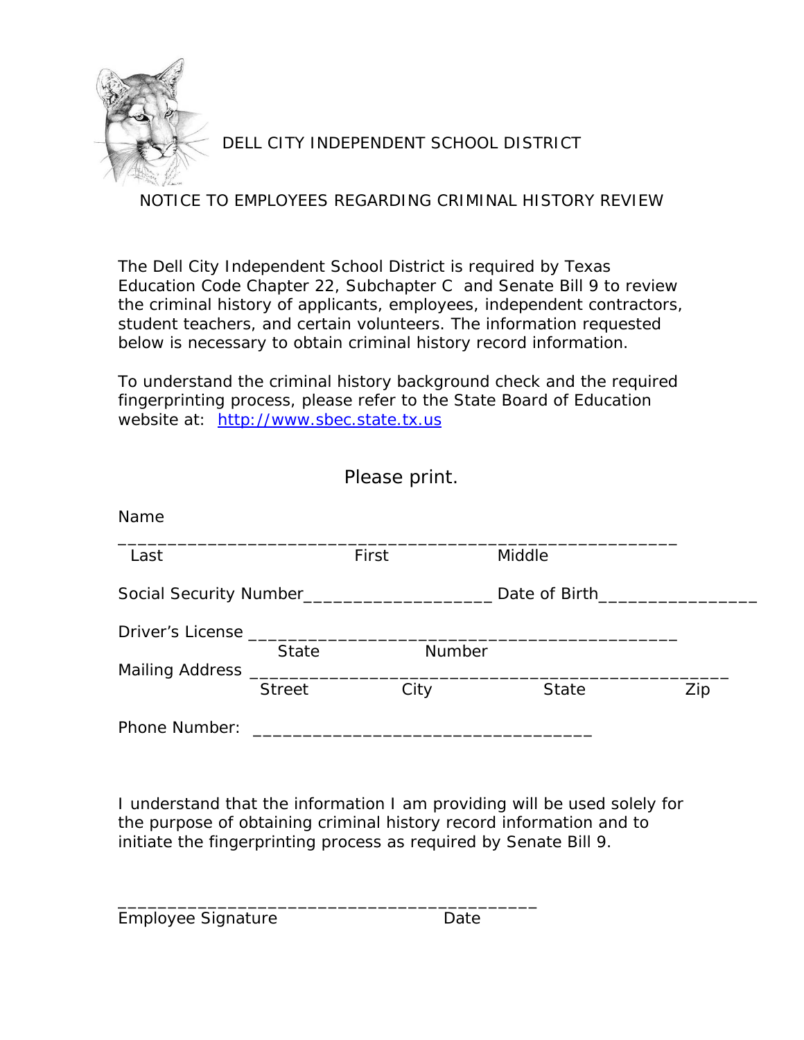DELL CITY INDEPENDENT SCHOOL DISTRICT

NOTICE TO EMPLOYEES REGARDING CRIMINAL HISTORY REVIEW

The Dell City Independent School District is required by Texas Education Code Chapter 22, Subchapter C and Senate Bill 9 to review the criminal history of applicants, employees, independent contractors, student teachers, and certain volunteers. The information requested below is necessary to obtain criminal history record information.

To understand the criminal history background check and the required fingerprinting process, please refer to the State Board of Education website at: [http://www.sbec.state.tx.us](http://www.sbec.state.tx.us)

Please print.

Name

____________________________________________________________
Last                    First                    Middle

Social Security Number____________________ Date of Birth________________

Driver's License _____________________________________________
State                    Number

Mailing Address ________________________________________________
Street          City          State          Zip

Phone Number: ___________________________________

I understand that the information I am providing will be used solely for the purpose of obtaining criminal history record information and to initiate the fingerprinting process as required by Senate Bill 9.

____________________________________________
Employee Signature                    Date